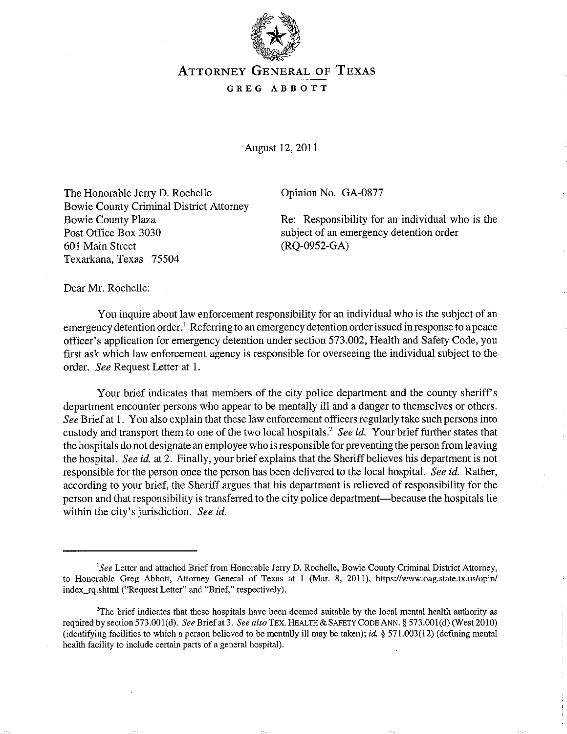# ATTORNEY GENERAL OF TEXAS

## GREG ABBOTT

August 12, 2011

The Honorable Jerry D. Rochelle
Bowie County Criminal District Attorney
Bowie County Plaza
Post Office Box 3030
601 Main Street
Texarkana, Texas 75504

Opinion No. GA-0877

Re: Responsibility for an individual who is the subject of an emergency detention order (RQ-0952-GA)

Dear Mr. Rochelle:

You inquire about law enforcement responsibility for an individual who is the subject of an emergency detention order.[1] Referring to an emergency detention order issued in response to a peace officer's application for emergency detention under section 573.002, Health and Safety Code, you first ask which law enforcement agency is responsible for overseeing the individual subject to the order. *See* Request Letter at 1.

Your brief indicates that members of the city police department and the county sheriff's department encounter persons who appear to be mentally ill and a danger to themselves or others. *See* Brief at 1. You also explain that these law enforcement officers regularly take such persons into custody and transport them to one of the two local hospitals.[2] *See id.* Your brief further states that the hospitals do not designate an employee who is responsible for preventing the person from leaving the hospital. *See id.* at 2. Finally, your brief explains that the Sheriff believes his department is not responsible for the person once the person has been delivered to the local hospital. *See id.* Rather, according to your brief, the Sheriff argues that his department is relieved of responsibility for the person and that responsibility is transferred to the city police department—because the hospitals lie within the city's jurisdiction. *See id.*

---

[1]*See* Letter and attached Brief from Honorable Jerry D. Rochelle, Bowie County Criminal District Attorney, to Honorable Greg Abbott, Attorney General of Texas at 1 (Mar. 8, 2011), https://www.oag.state.tx.us/opin/index_rq.shtml ("Request Letter" and "Brief," respectively).

[2]The brief indicates that these hospitals have been deemed suitable by the local mental health authority as required by section 573.001(d). *See* Brief at 3. *See also* TEX. HEALTH & SAFETY CODE ANN. § 573.001(d) (West 2010) (identifying facilities to which a person believed to be mentally ill may be taken); *id.* § 571.003(12) (defining mental health facility to include certain parts of a general hospital).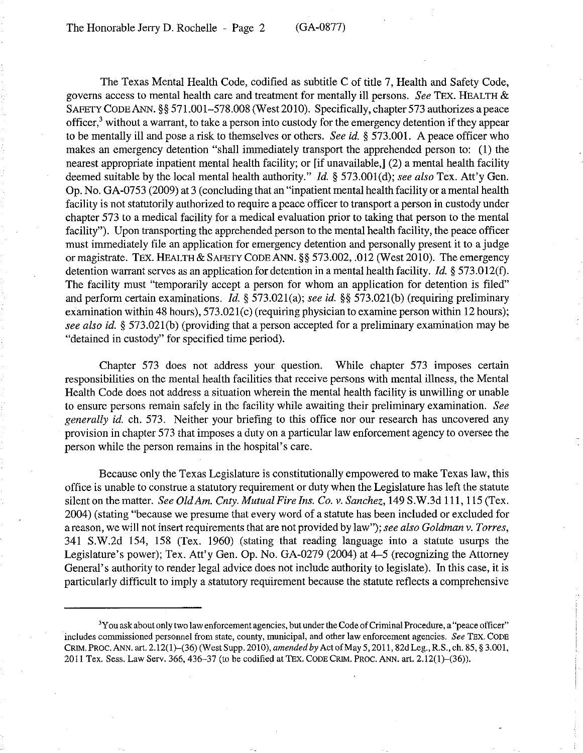The Texas Mental Health Code, codified as subtitle C of title 7, Health and Safety Code, governs access to mental health care and treatment for mentally ill persons. *See* TEX. HEALTH & SAFETY CODE ANN. §§ 571.001–578.008 (West 2010). Specifically, chapter 573 authorizes a peace officer,[3] without a warrant, to take a person into custody for the emergency detention if they appear to be mentally ill and pose a risk to themselves or others. *See id.* § 573.001. A peace officer who makes an emergency detention "shall immediately transport the apprehended person to: (1) the nearest appropriate inpatient mental health facility; or [if unavailable,] (2) a mental health facility deemed suitable by the local mental health authority." *Id.* § 573.001(d); *see also* Tex. Att'y Gen. Op. No. GA-0753 (2009) at 3 (concluding that an "inpatient mental health facility or a mental health facility is not statutorily authorized to require a peace officer to transport a person in custody under chapter 573 to a medical facility for a medical evaluation prior to taking that person to the mental facility"). Upon transporting the apprehended person to the mental health facility, the peace officer must immediately file an application for emergency detention and personally present it to a judge or magistrate. TEX. HEALTH & SAFETY CODE ANN. §§ 573.002, .012 (West 2010). The emergency detention warrant serves as an application for detention in a mental health facility. *Id.* § 573.012(f). The facility must "temporarily accept a person for whom an application for detention is filed" and perform certain examinations. *Id.* § 573.021(a); *see id.* §§ 573.021(b) (requiring preliminary examination within 48 hours), 573.021(c) (requiring physician to examine person within 12 hours); *see also id.* § 573.021(b) (providing that a person accepted for a preliminary examination may be "detained in custody" for specified time period).

Chapter 573 does not address your question. While chapter 573 imposes certain responsibilities on the mental health facilities that receive persons with mental illness, the Mental Health Code does not address a situation wherein the mental health facility is unwilling or unable to ensure persons remain safely in the facility while awaiting their preliminary examination. *See generally id.* ch. 573. Neither your briefing to this office nor our research has uncovered any provision in chapter 573 that imposes a duty on a particular law enforcement agency to oversee the person while the person remains in the hospital's care.

Because only the Texas Legislature is constitutionally empowered to make Texas law, this office is unable to construe a statutory requirement or duty when the Legislature has left the statute silent on the matter. *See Old Am. Cnty. Mutual Fire Ins. Co. v. Sanchez*, 149 S.W.3d 111, 115 (Tex. 2004) (stating "because we presume that every word of a statute has been included or excluded for a reason, we will not insert requirements that are not provided by law"); *see also Goldman v. Torres*, 341 S.W.2d 154, 158 (Tex. 1960) (stating that reading language into a statute usurps the Legislature's power); Tex. Att'y Gen. Op. No. GA-0279 (2004) at 4–5 (recognizing the Attorney General's authority to render legal advice does not include authority to legislate). In this case, it is particularly difficult to imply a statutory requirement because the statute reflects a comprehensive

---

[3] You ask about only two law enforcement agencies, but under the Code of Criminal Procedure, a "peace officer" includes commissioned personnel from state, county, municipal, and other law enforcement agencies. *See* TEX. CODE CRIM. PROC. ANN. art. 2.12(1)–(36) (West Supp. 2010), *amended by* Act of May 5, 2011, 82d Leg., R.S., ch. 85, § 3.001, 2011 Tex. Sess. Law Serv. 366, 436–37 (to be codified at TEX. CODE CRIM. PROC. ANN. art. 2.12(1)–(36)).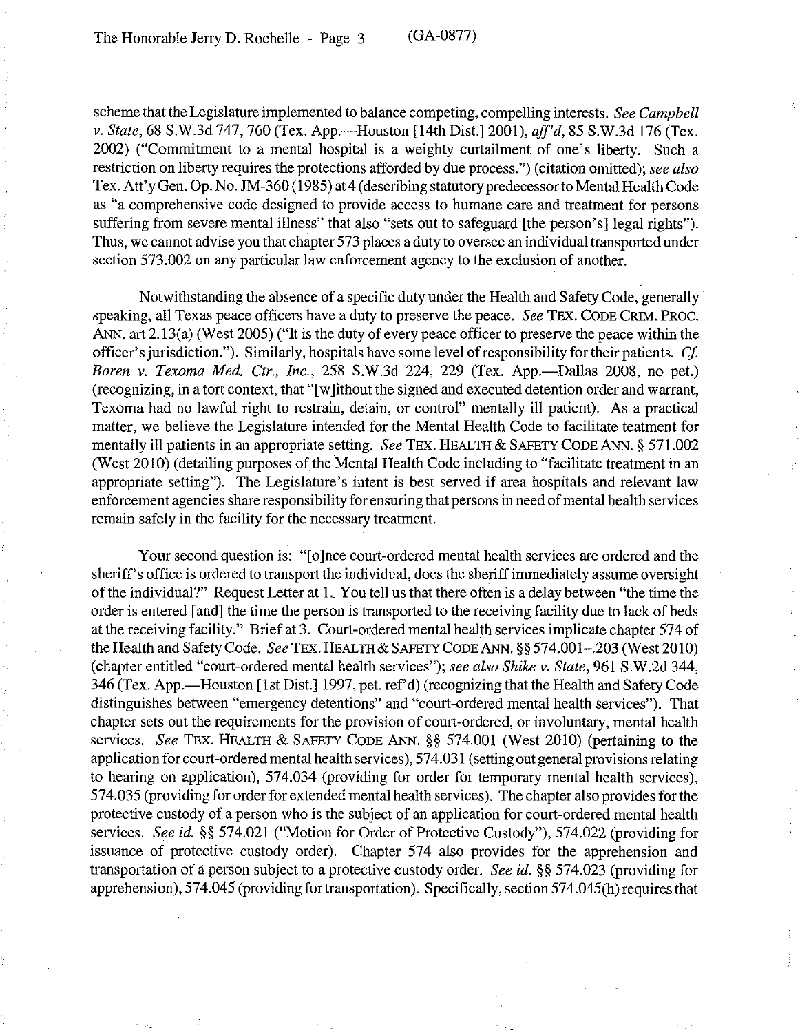scheme that the Legislature implemented to balance competing, compelling interests. *See Campbell v. State*, 68 S.W.3d 747, 760 (Tex. App.—Houston [14th Dist.] 2001), *aff'd*, 85 S.W.3d 176 (Tex. 2002) ("Commitment to a mental hospital is a weighty curtailment of one's liberty. Such a restriction on liberty requires the protections afforded by due process.") (citation omitted); *see also* Tex. Att'y Gen. Op. No. JM-360 (1985) at 4 (describing statutory predecessor to Mental Health Code as "a comprehensive code designed to provide access to humane care and treatment for persons suffering from severe mental illness" that also "sets out to safeguard [the person's] legal rights"). Thus, we cannot advise you that chapter 573 places a duty to oversee an individual transported under section 573.002 on any particular law enforcement agency to the exclusion of another.

Notwithstanding the absence of a specific duty under the Health and Safety Code, generally speaking, all Texas peace officers have a duty to preserve the peace. *See* TEX. CODE CRIM. PROC. ANN. art 2.13(a) (West 2005) ("It is the duty of every peace officer to preserve the peace within the officer's jurisdiction."). Similarly, hospitals have some level of responsibility for their patients. *Cf. Boren v. Texoma Med. Ctr., Inc.*, 258 S.W.3d 224, 229 (Tex. App.—Dallas 2008, no pet.) (recognizing, in a tort context, that "[w]ithout the signed and executed detention order and warrant, Texoma had no lawful right to restrain, detain, or control" mentally ill patient). As a practical matter, we believe the Legislature intended for the Mental Health Code to facilitate teatment for mentally ill patients in an appropriate setting. *See* TEX. HEALTH & SAFETY CODE ANN. § 571.002 (West 2010) (detailing purposes of the Mental Health Code including to "facilitate treatment in an appropriate setting"). The Legislature's intent is best served if area hospitals and relevant law enforcement agencies share responsibility for ensuring that persons in need of mental health services remain safely in the facility for the necessary treatment.

Your second question is: "[o]nce court-ordered mental health services are ordered and the sheriff's office is ordered to transport the individual, does the sheriff immediately assume oversight of the individual?" Request Letter at 1. You tell us that there often is a delay between "the time the order is entered [and] the time the person is transported to the receiving facility due to lack of beds at the receiving facility." Brief at 3. Court-ordered mental health services implicate chapter 574 of the Health and Safety Code. *See* TEX. HEALTH & SAFETY CODE ANN. §§ 574.001–.203 (West 2010) (chapter entitled "court-ordered mental health services"); *see also Shike v. State*, 961 S.W.2d 344, 346 (Tex. App.—Houston [1st Dist.] 1997, pet. ref'd) (recognizing that the Health and Safety Code distinguishes between "emergency detentions" and "court-ordered mental health services"). That chapter sets out the requirements for the provision of court-ordered, or involuntary, mental health services. *See* TEX. HEALTH & SAFETY CODE ANN. §§ 574.001 (West 2010) (pertaining to the application for court-ordered mental health services), 574.031 (setting out general provisions relating to hearing on application), 574.034 (providing for order for temporary mental health services), 574.035 (providing for order for extended mental health services). The chapter also provides for the protective custody of a person who is the subject of an application for court-ordered mental health services. *See id.* §§ 574.021 ("Motion for Order of Protective Custody"), 574.022 (providing for issuance of protective custody order). Chapter 574 also provides for the apprehension and transportation of a person subject to a protective custody order. *See id.* §§ 574.023 (providing for apprehension), 574.045 (providing for transportation). Specifically, section 574.045(h) requires that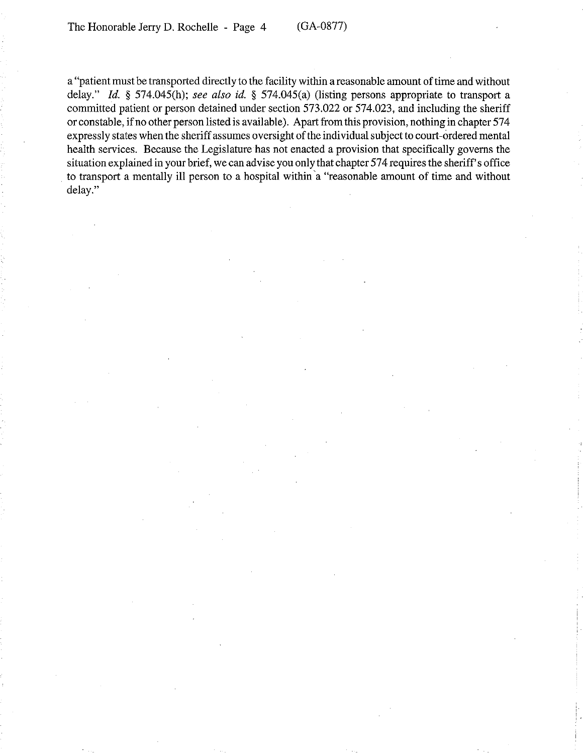a "patient must be transported directly to the facility within a reasonable amount of time and without delay." *Id.* § 574.045(h); *see also id.* § 574.045(a) (listing persons appropriate to transport a committed patient or person detained under section 573.022 or 574.023, and including the sheriff or constable, if no other person listed is available). Apart from this provision, nothing in chapter 574 expressly states when the sheriff assumes oversight of the individual subject to court-ordered mental health services. Because the Legislature has not enacted a provision that specifically governs the situation explained in your brief, we can advise you only that chapter 574 requires the sheriff's office to transport a mentally ill person to a hospital within a "reasonable amount of time and without delay."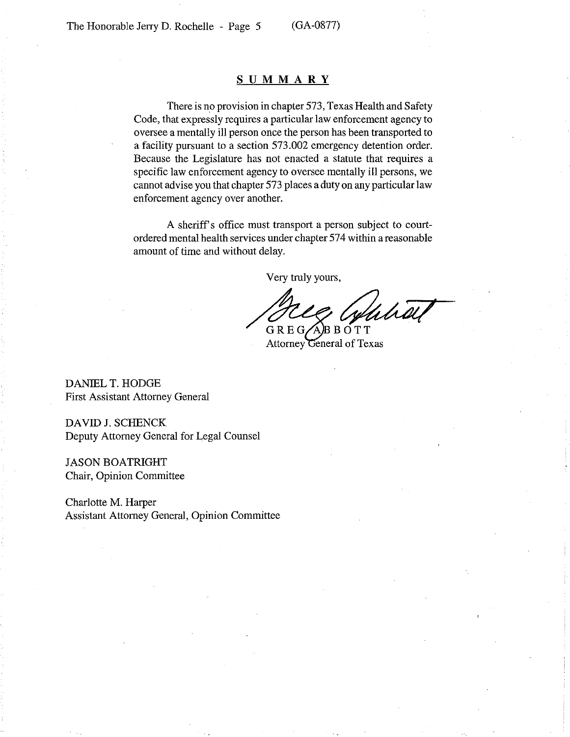## SUMMARY

There is no provision in chapter 573, Texas Health and Safety Code, that expressly requires a particular law enforcement agency to oversee a mentally ill person once the person has been transported to a facility pursuant to a section 573.002 emergency detention order. Because the Legislature has not enacted a statute that requires a specific law enforcement agency to oversee mentally ill persons, we cannot advise you that chapter 573 places a duty on any particular law enforcement agency over another.

A sheriff's office must transport a person subject to court-ordered mental health services under chapter 574 within a reasonable amount of time and without delay.

Very truly yours,

GREG ABBOTT
Attorney General of Texas

DANIEL T. HODGE
First Assistant Attorney General

DAVID J. SCHENCK
Deputy Attorney General for Legal Counsel

JASON BOATRIGHT
Chair, Opinion Committee

Charlotte M. Harper
Assistant Attorney General, Opinion Committee